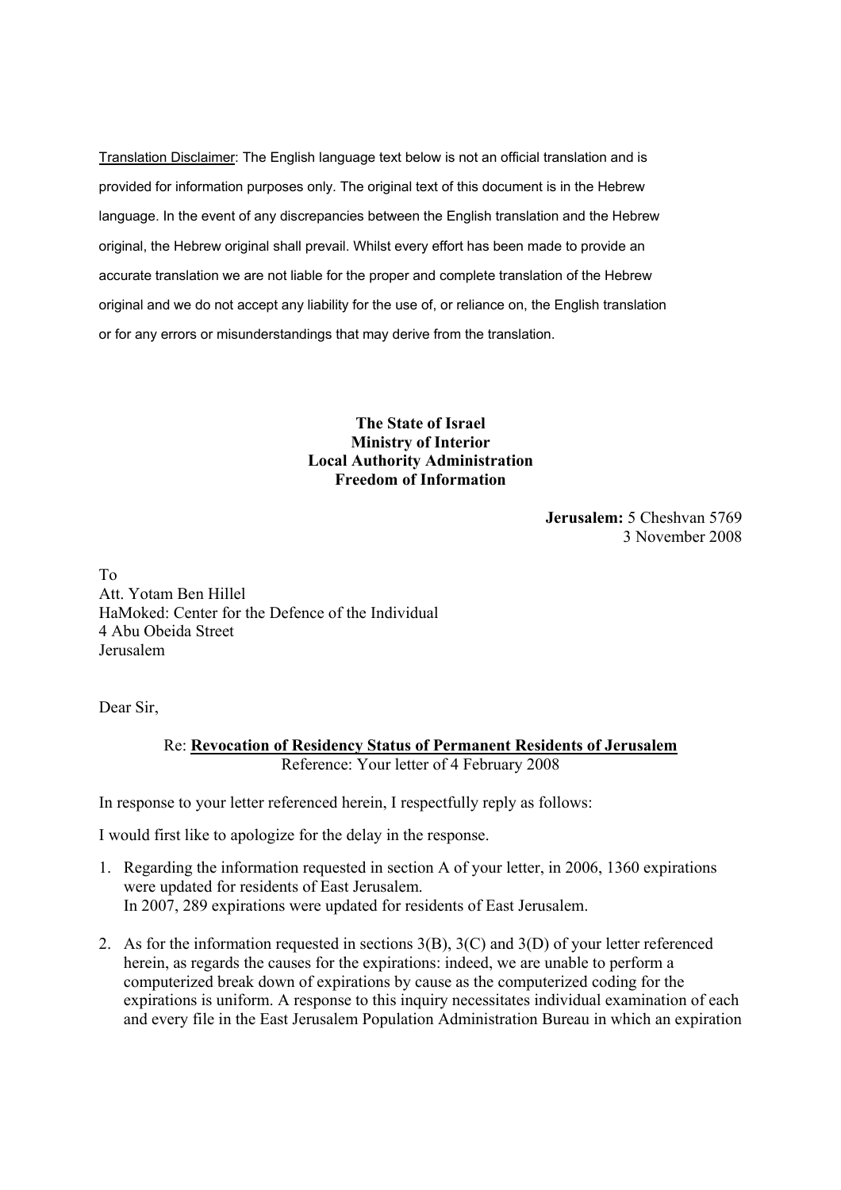<u>Translation Disclaimer</u>: The English language text below is not an official translation and is provided for information purposes only. The original text of this document is in the Hebrew language. In the event of any discrepancies between the English translation and the Hebrew original, the Hebrew original shall prevail. Whilst every effort has been made to provide an accurate translation we are not liable for the proper and complete translation of the Hebrew original and we do not accept any liability for the use of, or reliance on, the English translation or for any errors or misunderstandings that may derive from the translation.

**The State of Israel**
**Ministry of Interior**
**Local Authority Administration**
**Freedom of Information**

**Jerusalem:** 5 Cheshvan 5769
3 November 2008

To
Att. Yotam Ben Hillel
HaMoked: Center for the Defence of the Individual
4 Abu Obeida Street
Jerusalem

Dear Sir,

Re: **<u>Revocation of Residency Status of Permanent Residents of Jerusalem</u>**
Reference: Your letter of 4 February 2008

In response to your letter referenced herein, I respectfully reply as follows:

I would first like to apologize for the delay in the response.

1. Regarding the information requested in section A of your letter, in 2006, 1360 expirations were updated for residents of East Jerusalem.
   In 2007, 289 expirations were updated for residents of East Jerusalem.

2. As for the information requested in sections 3(B), 3(C) and 3(D) of your letter referenced herein, as regards the causes for the expirations: indeed, we are unable to perform a computerized break down of expirations by cause as the computerized coding for the expirations is uniform. A response to this inquiry necessitates individual examination of each and every file in the East Jerusalem Population Administration Bureau in which an expiration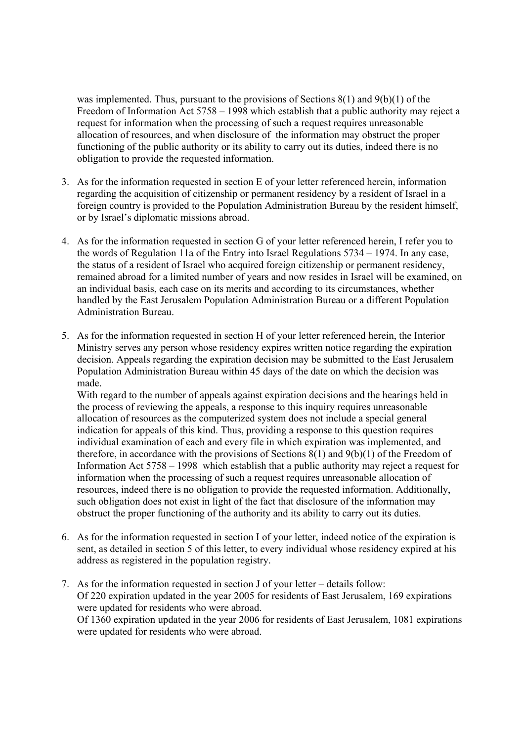was implemented. Thus, pursuant to the provisions of Sections 8(1) and 9(b)(1) of the Freedom of Information Act 5758 – 1998 which establish that a public authority may reject a request for information when the processing of such a request requires unreasonable allocation of resources, and when disclosure of the information may obstruct the proper functioning of the public authority or its ability to carry out its duties, indeed there is no obligation to provide the requested information.

3. As for the information requested in section E of your letter referenced herein, information regarding the acquisition of citizenship or permanent residency by a resident of Israel in a foreign country is provided to the Population Administration Bureau by the resident himself, or by Israel's diplomatic missions abroad.

4. As for the information requested in section G of your letter referenced herein, I refer you to the words of Regulation 11a of the Entry into Israel Regulations 5734 – 1974. In any case, the status of a resident of Israel who acquired foreign citizenship or permanent residency, remained abroad for a limited number of years and now resides in Israel will be examined, on an individual basis, each case on its merits and according to its circumstances, whether handled by the East Jerusalem Population Administration Bureau or a different Population Administration Bureau.

5. As for the information requested in section H of your letter referenced herein, the Interior Ministry serves any person whose residency expires written notice regarding the expiration decision. Appeals regarding the expiration decision may be submitted to the East Jerusalem Population Administration Bureau within 45 days of the date on which the decision was made.
   With regard to the number of appeals against expiration decisions and the hearings held in the process of reviewing the appeals, a response to this inquiry requires unreasonable allocation of resources as the computerized system does not include a special general indication for appeals of this kind. Thus, providing a response to this question requires individual examination of each and every file in which expiration was implemented, and therefore, in accordance with the provisions of Sections 8(1) and 9(b)(1) of the Freedom of Information Act 5758 – 1998 which establish that a public authority may reject a request for information when the processing of such a request requires unreasonable allocation of resources, indeed there is no obligation to provide the requested information. Additionally, such obligation does not exist in light of the fact that disclosure of the information may obstruct the proper functioning of the authority and its ability to carry out its duties.

6. As for the information requested in section I of your letter, indeed notice of the expiration is sent, as detailed in section 5 of this letter, to every individual whose residency expired at his address as registered in the population registry.

7. As for the information requested in section J of your letter – details follow:
   Of 220 expiration updated in the year 2005 for residents of East Jerusalem, 169 expirations were updated for residents who were abroad.
   Of 1360 expiration updated in the year 2006 for residents of East Jerusalem, 1081 expirations were updated for residents who were abroad.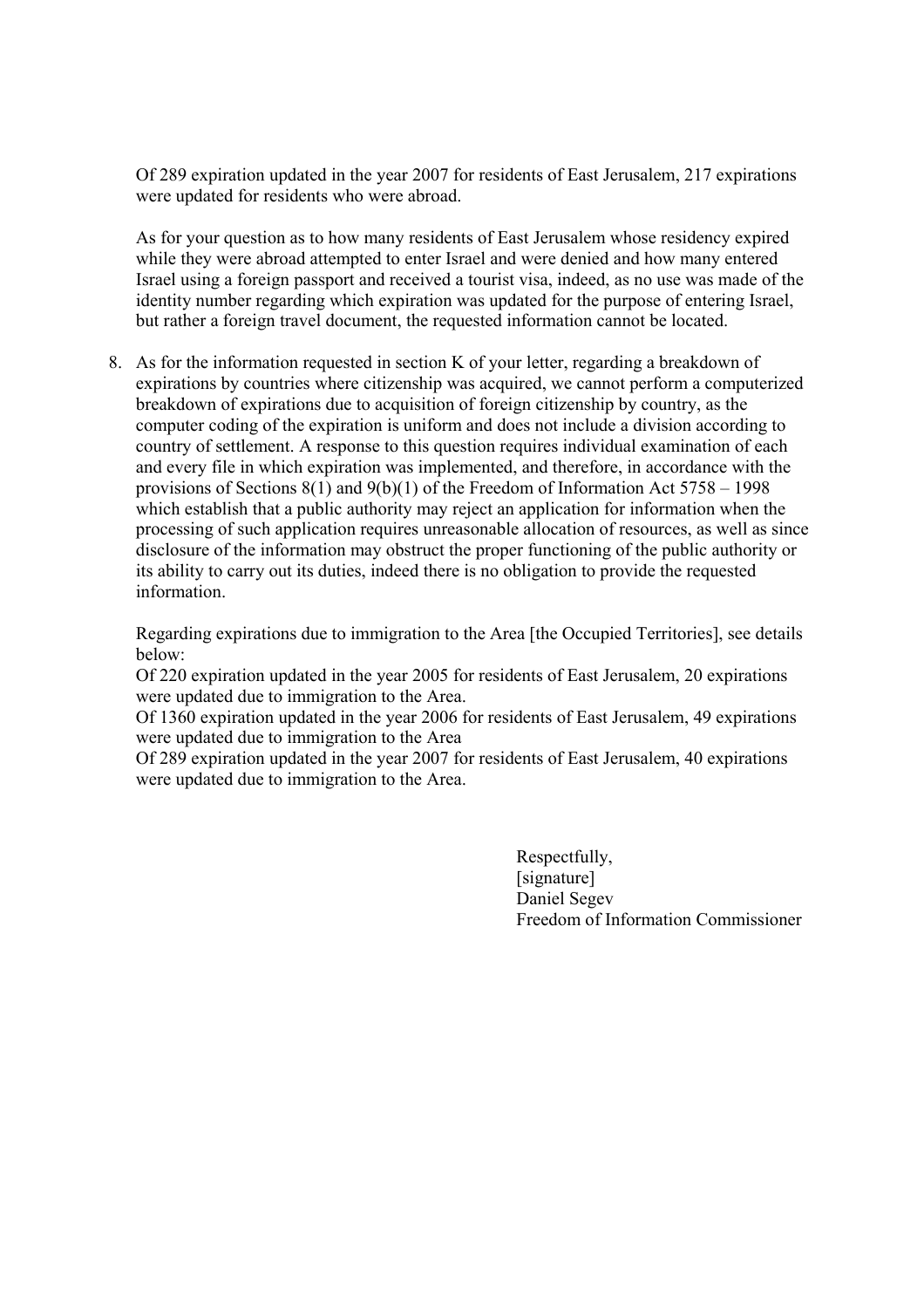Of 289 expiration updated in the year 2007 for residents of East Jerusalem, 217 expirations were updated for residents who were abroad.

As for your question as to how many residents of East Jerusalem whose residency expired while they were abroad attempted to enter Israel and were denied and how many entered Israel using a foreign passport and received a tourist visa, indeed, as no use was made of the identity number regarding which expiration was updated for the purpose of entering Israel, but rather a foreign travel document, the requested information cannot be located.

8. As for the information requested in section K of your letter, regarding a breakdown of expirations by countries where citizenship was acquired, we cannot perform a computerized breakdown of expirations due to acquisition of foreign citizenship by country, as the computer coding of the expiration is uniform and does not include a division according to country of settlement. A response to this question requires individual examination of each and every file in which expiration was implemented, and therefore, in accordance with the provisions of Sections 8(1) and 9(b)(1) of the Freedom of Information Act 5758 – 1998 which establish that a public authority may reject an application for information when the processing of such application requires unreasonable allocation of resources, as well as since disclosure of the information may obstruct the proper functioning of the public authority or its ability to carry out its duties, indeed there is no obligation to provide the requested information.

   Regarding expirations due to immigration to the Area [the Occupied Territories], see details below:
   Of 220 expiration updated in the year 2005 for residents of East Jerusalem, 20 expirations were updated due to immigration to the Area.
   Of 1360 expiration updated in the year 2006 for residents of East Jerusalem, 49 expirations were updated due to immigration to the Area
   Of 289 expiration updated in the year 2007 for residents of East Jerusalem, 40 expirations were updated due to immigration to the Area.

Respectfully,
[signature]
Daniel Segev
Freedom of Information Commissioner